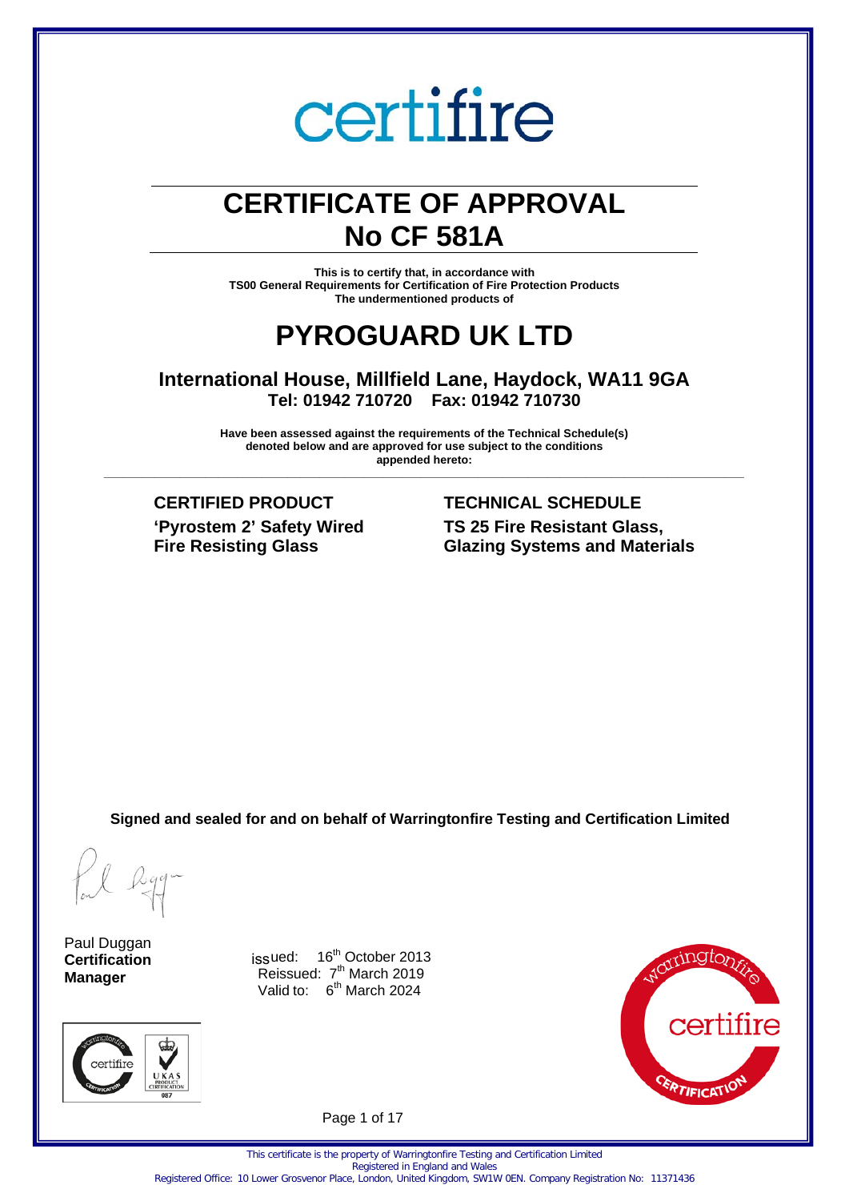certifire

# CERTIFICATE OF APPROVAL
# No CF 581A

**This is to certify that, in accordance with**
**TS00 General Requirements for Certification of Fire Protection Products**
**The undermentioned products of**

# PYROGUARD UK LTD

## International House, Millfield Lane, Haydock, WA11 9GA
**Tel: 01942 710720 Fax: 01942 710730**

**Have been assessed against the requirements of the Technical Schedule(s) denoted below and are approved for use subject to the conditions appended hereto:**

---

**CERTIFIED PRODUCT**
**'Pyrostem 2' Safety Wired Fire Resisting Glass**

**TECHNICAL SCHEDULE**
**TS 25 Fire Resistant Glass, Glazing Systems and Materials**

**Signed and sealed for and on behalf of Warringtonfire Testing and Certification Limited**

Paul Duggan
**Certification Manager**

issued: 16th October 2013
Reissued: 7th March 2019
Valid to: 6th March 2024

This certificate is the property of Warringtonfire Testing and Certification Limited
Registered in England and Wales
Registered Office: 10 Lower Grosvenor Place, London, United Kingdom, SW1W 0EN. Company Registration No: 11371436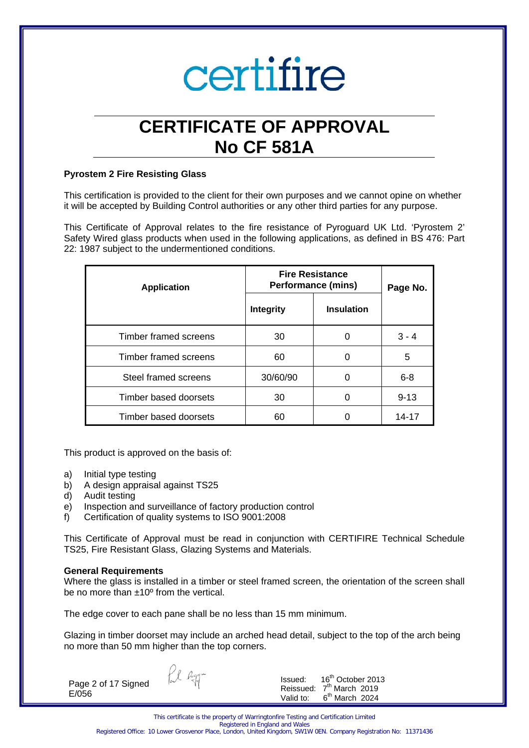# certifire

# CERTIFICATE OF APPROVAL
# No CF 581A

**Pyrostem 2 Fire Resisting Glass**

This certification is provided to the client for their own purposes and we cannot opine on whether it will be accepted by Building Control authorities or any other third parties for any purpose.

This Certificate of Approval relates to the fire resistance of Pyroguard UK Ltd. 'Pyrostem 2' Safety Wired glass products when used in the following applications, as defined in BS 476: Part 22: 1987 subject to the undermentioned conditions.

| Application | Fire Resistance Performance (mins) | | Page No. |
|---|---|---|---|
| | Integrity | Insulation | |
| Timber framed screens | 30 | 0 | 3 - 4 |
| Timber framed screens | 60 | 0 | 5 |
| Steel framed screens | 30/60/90 | 0 | 6-8 |
| Timber based doorsets | 30 | 0 | 9-13 |
| Timber based doorsets | 60 | 0 | 14-17 |

This product is approved on the basis of:

a) Initial type testing
b) A design appraisal against TS25
d) Audit testing
e) Inspection and surveillance of factory production control
f) Certification of quality systems to ISO 9001:2008

This Certificate of Approval must be read in conjunction with CERTIFIRE Technical Schedule TS25, Fire Resistant Glass, Glazing Systems and Materials.

**General Requirements**
Where the glass is installed in a timber or steel framed screen, the orientation of the screen shall be no more than ±10º from the vertical.

The edge cover to each pane shall be no less than 15 mm minimum.

Glazing in timber doorset may include an arched head detail, subject to the top of the arch being no more than 50 mm higher than the top corners.

Signed
E/056

Issued: 16th October 2013
Reissued: 7th March 2019
Valid to: 6th March 2024

This certificate is the property of Warringtonfire Testing and Certification Limited
Registered in England and Wales
Registered Office: 10 Lower Grosvenor Place, London, United Kingdom, SW1W 0EN. Company Registration No: 11371436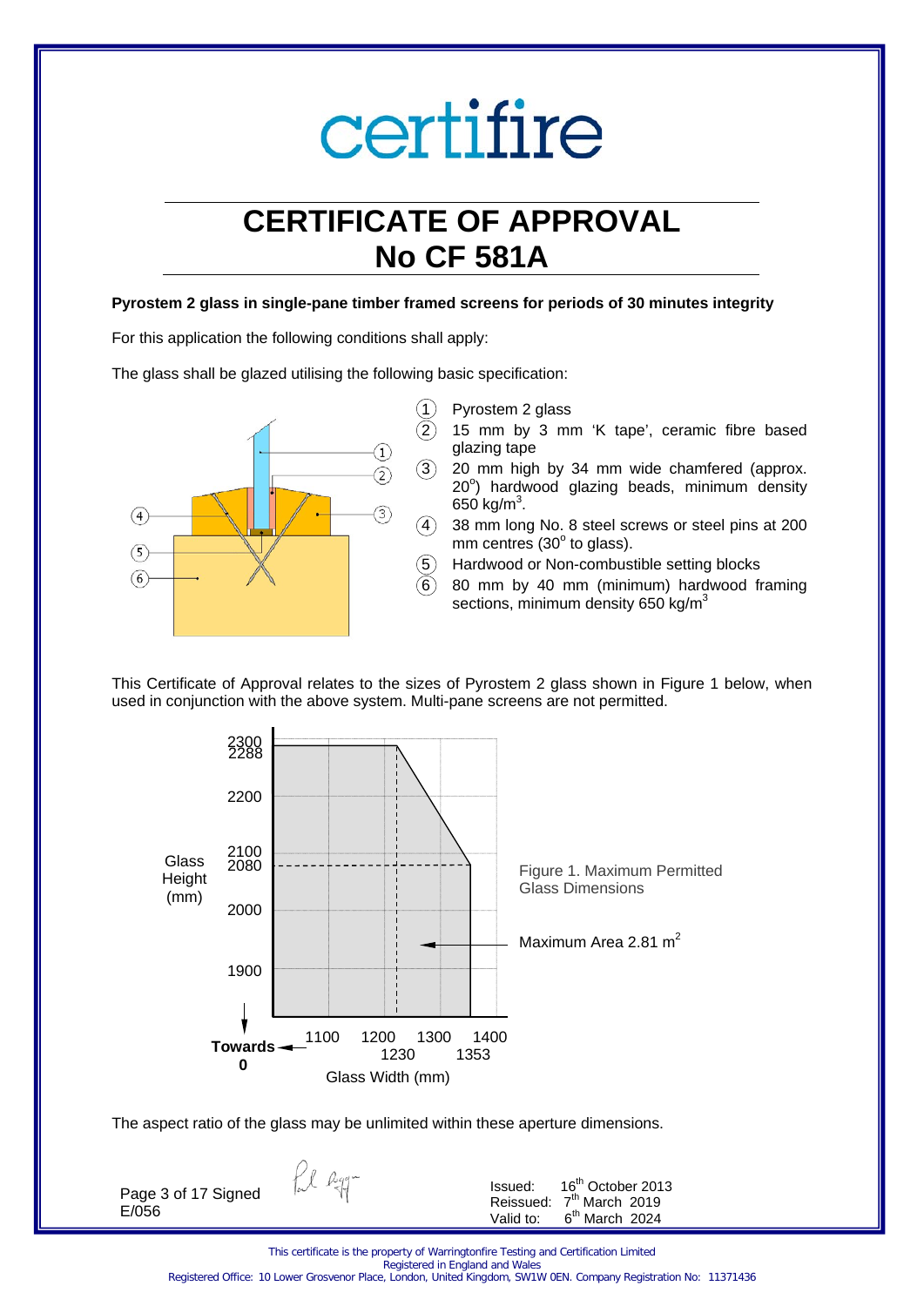certifire

# CERTIFICATE OF APPROVAL
# No CF 581A

**Pyrostem 2 glass in single-pane timber framed screens for periods of 30 minutes integrity**

For this application the following conditions shall apply:

The glass shall be glazed utilising the following basic specification:

1. Pyrostem 2 glass
2. 15 mm by 3 mm 'K tape', ceramic fibre based glazing tape
3. 20 mm high by 34 mm wide chamfered (approx. 20°) hardwood glazing beads, minimum density 650 kg/m$^3$.
4. 38 mm long No. 8 steel screws or steel pins at 200 mm centres (30° to glass).
5. Hardwood or Non-combustible setting blocks
6. 80 mm by 40 mm (minimum) hardwood framing sections, minimum density 650 kg/m$^3$

This Certificate of Approval relates to the sizes of Pyrostem 2 glass shown in Figure 1 below, when used in conjunction with the above system. Multi-pane screens are not permitted.

Figure 1. Maximum Permitted Glass Dimensions

Maximum Area 2.81 m$^2$

Glass Height (mm): 2288, 2080 — Glass Width (mm): 1230, 1353 — Towards 0

The aspect ratio of the glass may be unlimited within these aperture dimensions.

Signed
E/056

Issued: 16th October 2013
Reissued: 7th March 2019
Valid to: 6th March 2024

This certificate is the property of Warringtonfire Testing and Certification Limited
Registered in England and Wales
Registered Office: 10 Lower Grosvenor Place, London, United Kingdom, SW1W 0EN. Company Registration No: 11371436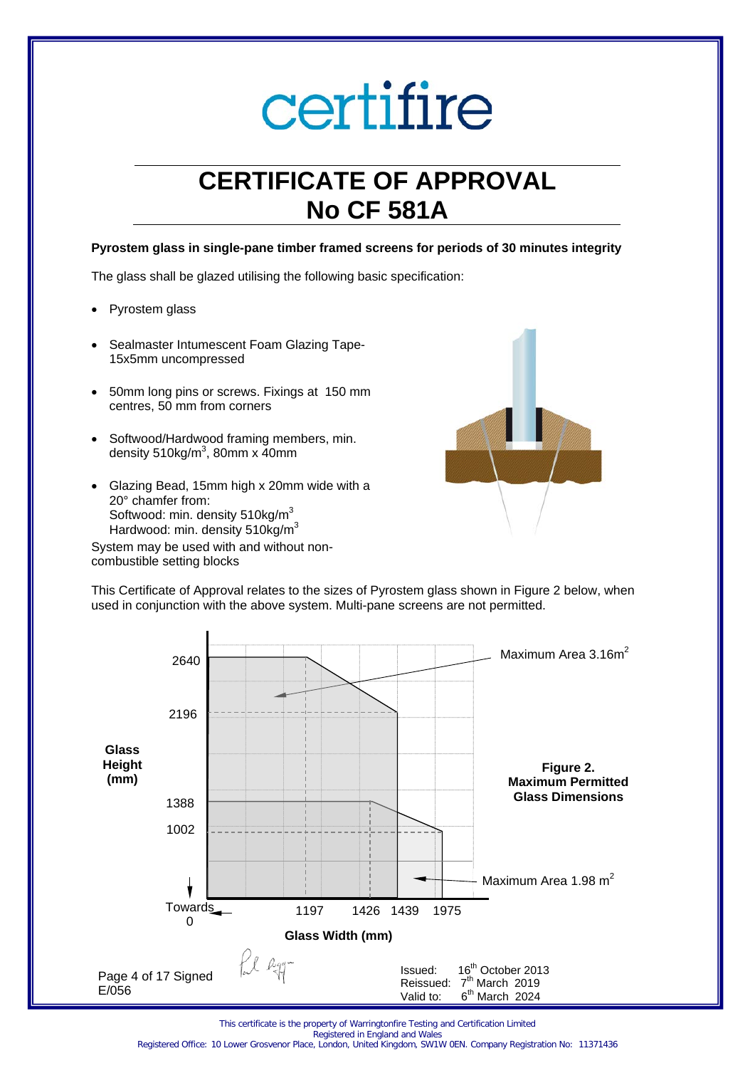# certifire

# CERTIFICATE OF APPROVAL
# No CF 581A

**Pyrostem glass in single-pane timber framed screens for periods of 30 minutes integrity**

The glass shall be glazed utilising the following basic specification:

- Pyrostem glass
- Sealmaster Intumescent Foam Glazing Tape-15x5mm uncompressed
- 50mm long pins or screws. Fixings at 150 mm centres, 50 mm from corners
- Softwood/Hardwood framing members, min. density 510kg/m$^3$, 80mm x 40mm
- Glazing Bead, 15mm high x 20mm wide with a 20° chamfer from:
  Softwood: min. density 510kg/m$^3$
  Hardwood: min. density 510kg/m$^3$

System may be used with and without non-combustible setting blocks

This Certificate of Approval relates to the sizes of Pyrostem glass shown in Figure 2 below, when used in conjunction with the above system. Multi-pane screens are not permitted.

Glass Height (mm): 2640, 2196, 1388, 1002, Towards 0

Glass Width (mm): 1197, 1426, 1439, 1975

Maximum Area 3.16m$^2$

Maximum Area 1.98 m$^2$

**Figure 2. Maximum Permitted Glass Dimensions**

Signed
E/056

Issued: 16th October 2013
Reissued: 7th March 2019
Valid to: 6th March 2024

This certificate is the property of Warringtonfire Testing and Certification Limited
Registered in England and Wales
Registered Office: 10 Lower Grosvenor Place, London, United Kingdom, SW1W 0EN. Company Registration No: 11371436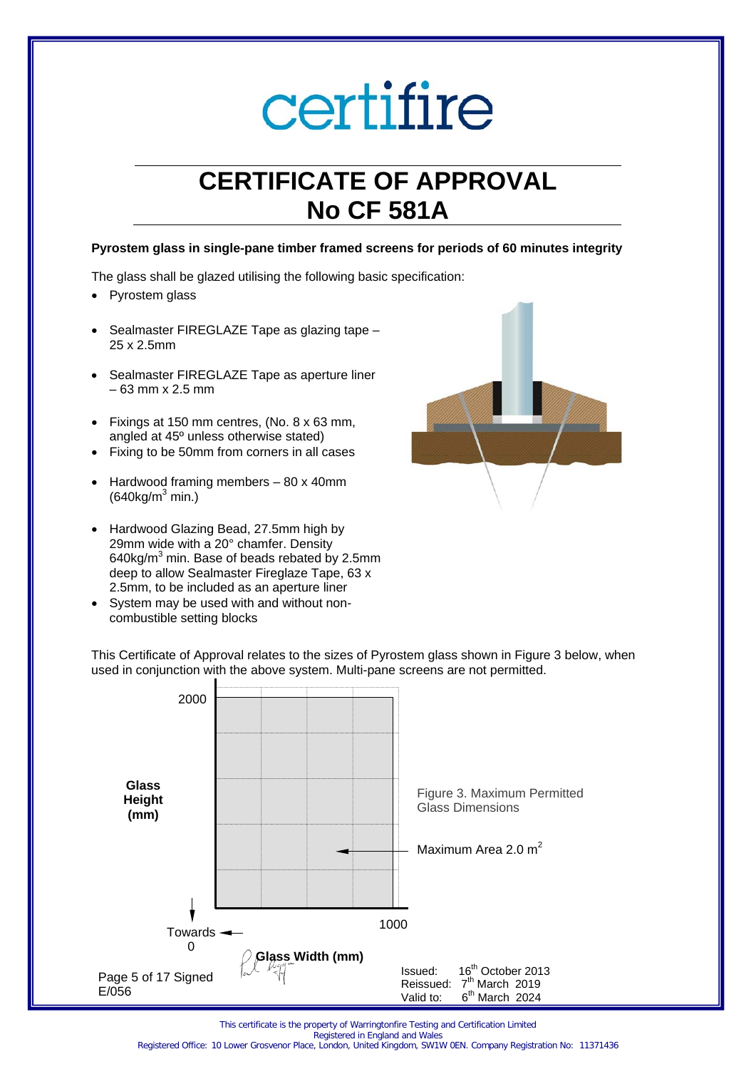# certifire

# CERTIFICATE OF APPROVAL
# No CF 581A

**Pyrostem glass in single-pane timber framed screens for periods of 60 minutes integrity**

The glass shall be glazed utilising the following basic specification:

- Pyrostem glass
- Sealmaster FIREGLAZE Tape as glazing tape – 25 x 2.5mm
- Sealmaster FIREGLAZE Tape as aperture liner – 63 mm x 2.5 mm
- Fixings at 150 mm centres, (No. 8 x 63 mm, angled at 45º unless otherwise stated)
- Fixing to be 50mm from corners in all cases
- Hardwood framing members – 80 x 40mm (640kg/$m^3$ min.)
- Hardwood Glazing Bead, 27.5mm high by 29mm wide with a 20° chamfer. Density 640kg/$m^3$ min. Base of beads rebated by 2.5mm deep to allow Sealmaster Fireglaze Tape, 63 x 2.5mm, to be included as an aperture liner
- System may be used with and without non-combustible setting blocks

This Certificate of Approval relates to the sizes of Pyrostem glass shown in Figure 3 below, when used in conjunction with the above system. Multi-pane screens are not permitted.

Glass Height (mm): 2000

Glass Width (mm): 1000

Towards 0

Maximum Area 2.0 $m^2$

Figure 3. Maximum Permitted Glass Dimensions

Signed

E/056

Issued: 16th October 2013
Reissued: 7th March 2019
Valid to: 6th March 2024

This certificate is the property of Warringtonfire Testing and Certification Limited
Registered in England and Wales
Registered Office: 10 Lower Grosvenor Place, London, United Kingdom, SW1W 0EN. Company Registration No: 11371436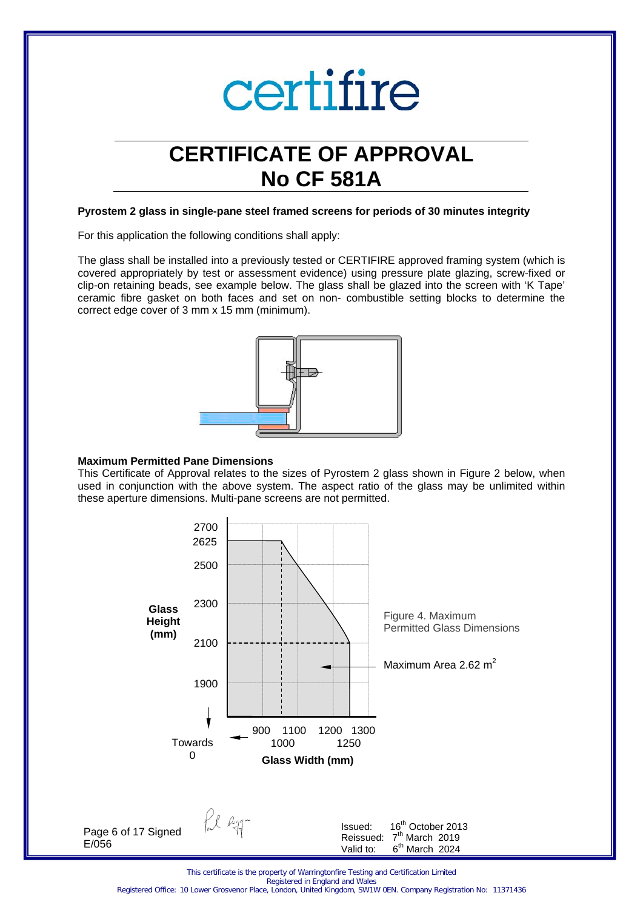certifire

# CERTIFICATE OF APPROVAL
# No CF 581A

**Pyrostem 2 glass in single-pane steel framed screens for periods of 30 minutes integrity**

For this application the following conditions shall apply:

The glass shall be installed into a previously tested or CERTIFIRE approved framing system (which is covered appropriately by test or assessment evidence) using pressure plate glazing, screw-fixed or clip-on retaining beads, see example below. The glass shall be glazed into the screen with 'K Tape' ceramic fibre gasket on both faces and set on non- combustible setting blocks to determine the correct edge cover of 3 mm x 15 mm (minimum).

**Maximum Permitted Pane Dimensions**

This Certificate of Approval relates to the sizes of Pyrostem 2 glass shown in Figure 2 below, when used in conjunction with the above system. The aspect ratio of the glass may be unlimited within these aperture dimensions. Multi-pane screens are not permitted.

Figure 4. Maximum Permitted Glass Dimensions

Maximum Area 2.62 $m^2$

Glass Height (mm): 2700, 2625, 2500, 2300, 2100, 1900, Towards 0

Glass Width (mm): Towards 0, 900, 1000, 1100, 1200, 1250, 1300

Signed

E/056

Issued: 16th October 2013
Reissued: 7th March 2019
Valid to: 6th March 2024

This certificate is the property of Warringtonfire Testing and Certification Limited
Registered in England and Wales
Registered Office: 10 Lower Grosvenor Place, London, United Kingdom, SW1W 0EN. Company Registration No: 11371436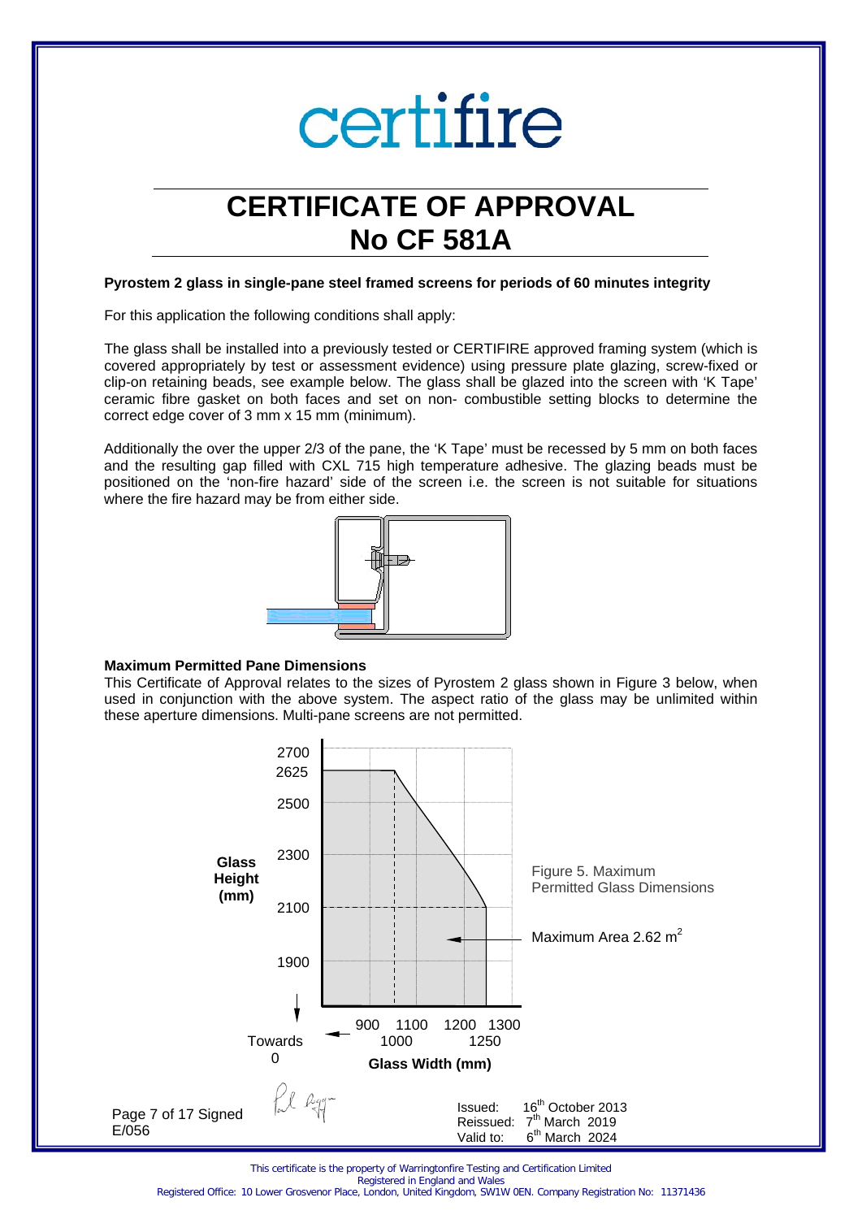certifire

# CERTIFICATE OF APPROVAL
# No CF 581A

**Pyrostem 2 glass in single-pane steel framed screens for periods of 60 minutes integrity**

For this application the following conditions shall apply:

The glass shall be installed into a previously tested or CERTIFIRE approved framing system (which is covered appropriately by test or assessment evidence) using pressure plate glazing, screw-fixed or clip-on retaining beads, see example below. The glass shall be glazed into the screen with 'K Tape' ceramic fibre gasket on both faces and set on non- combustible setting blocks to determine the correct edge cover of 3 mm x 15 mm (minimum).

Additionally the over the upper 2/3 of the pane, the 'K Tape' must be recessed by 5 mm on both faces and the resulting gap filled with CXL 715 high temperature adhesive. The glazing beads must be positioned on the 'non-fire hazard' side of the screen i.e. the screen is not suitable for situations where the fire hazard may be from either side.

**Maximum Permitted Pane Dimensions**

This Certificate of Approval relates to the sizes of Pyrostem 2 glass shown in Figure 3 below, when used in conjunction with the above system. The aspect ratio of the glass may be unlimited within these aperture dimensions. Multi-pane screens are not permitted.

Glass Height (mm): 2700, 2625, 2500, 2300, 2100, 1900, Towards 0

Glass Width (mm): Towards 0, 900, 1000, 1100, 1200, 1250, 1300

Figure 5. Maximum Permitted Glass Dimensions

Maximum Area 2.62 $m^2$

Signed E/056

Issued: 16th October 2013
Reissued: 7th March 2019
Valid to: 6th March 2024

This certificate is the property of Warringtonfire Testing and Certification Limited
Registered in England and Wales
Registered Office: 10 Lower Grosvenor Place, London, United Kingdom, SW1W 0EN. Company Registration No: 11371436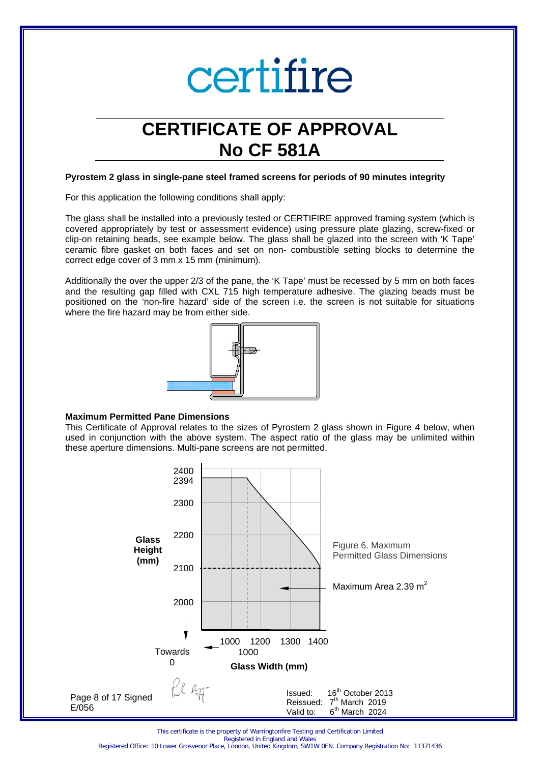# CERTIFICATE OF APPROVAL
# No CF 581A

**Pyrostem 2 glass in single-pane steel framed screens for periods of 90 minutes integrity**

For this application the following conditions shall apply:

The glass shall be installed into a previously tested or CERTIFIRE approved framing system (which is covered appropriately by test or assessment evidence) using pressure plate glazing, screw-fixed or clip-on retaining beads, see example below. The glass shall be glazed into the screen with 'K Tape' ceramic fibre gasket on both faces and set on non- combustible setting blocks to determine the correct edge cover of 3 mm x 15 mm (minimum).

Additionally the over the upper 2/3 of the pane, the 'K Tape' must be recessed by 5 mm on both faces and the resulting gap filled with CXL 715 high temperature adhesive. The glazing beads must be positioned on the 'non-fire hazard' side of the screen i.e. the screen is not suitable for situations where the fire hazard may be from either side.

**Maximum Permitted Pane Dimensions**

This Certificate of Approval relates to the sizes of Pyrostem 2 glass shown in Figure 4 below, when used in conjunction with the above system. The aspect ratio of the glass may be unlimited within these aperture dimensions. Multi-pane screens are not permitted.

Figure 6. Maximum Permitted Glass Dimensions

Maximum Area 2.39 $m^2$

Glass Height (mm): 2400, 2394, 2300, 2200, 2100, 2000 — Towards 0

Glass Width (mm): 1000, 1200, 1300, 1400 — Towards 1000

Signed E/056

Issued: 16th October 2013
Reissued: 7th March 2019
Valid to: 6th March 2024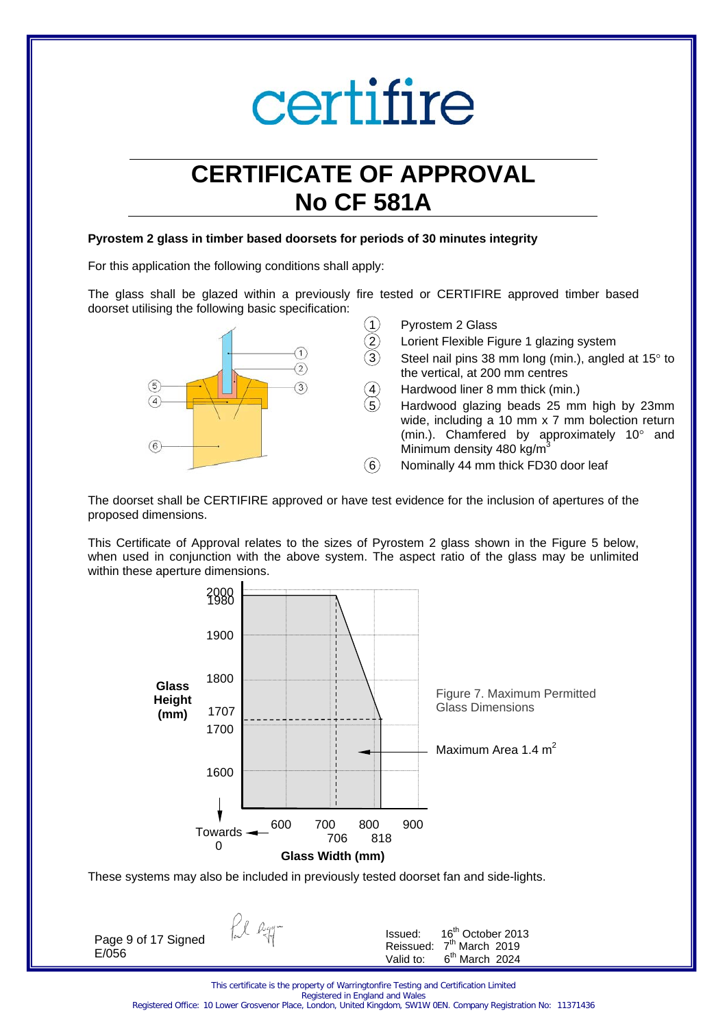certifire

# CERTIFICATE OF APPROVAL
# No CF 581A

**Pyrostem 2 glass in timber based doorsets for periods of 30 minutes integrity**

For this application the following conditions shall apply:

The glass shall be glazed within a previously fire tested or CERTIFIRE approved timber based doorset utilising the following basic specification:

1. Pyrostem 2 Glass
2. Lorient Flexible Figure 1 glazing system
3. Steel nail pins 38 mm long (min.), angled at 15° to the vertical, at 200 mm centres
4. Hardwood liner 8 mm thick (min.)
5. Hardwood glazing beads 25 mm high by 23mm wide, including a 10 mm x 7 mm bolection return (min.). Chamfered by approximately 10° and Minimum density 480 kg/m$^3$
6. Nominally 44 mm thick FD30 door leaf

The doorset shall be CERTIFIRE approved or have test evidence for the inclusion of apertures of the proposed dimensions.

This Certificate of Approval relates to the sizes of Pyrostem 2 glass shown in the Figure 5 below, when used in conjunction with the above system. The aspect ratio of the glass may be unlimited within these aperture dimensions.

Figure 7. Maximum Permitted Glass Dimensions

Maximum Area 1.4 m$^2$

These systems may also be included in previously tested doorset fan and side-lights.

Signed E/056

Issued: 16th October 2013
Reissued: 7th March 2019
Valid to: 6th March 2024

This certificate is the property of Warringtonfire Testing and Certification Limited
Registered in England and Wales
Registered Office: 10 Lower Grosvenor Place, London, United Kingdom, SW1W 0EN. Company Registration No: 11371436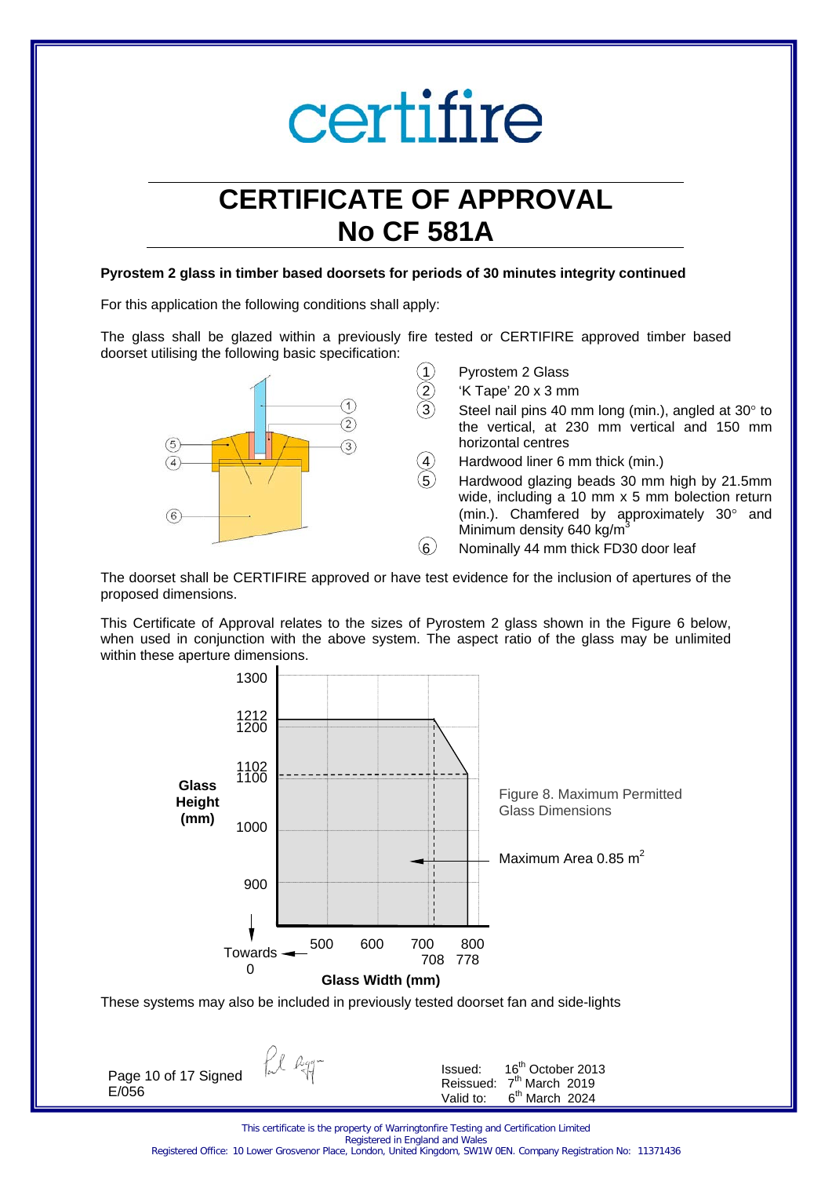certifire

# CERTIFICATE OF APPROVAL
# No CF 581A

**Pyrostem 2 glass in timber based doorsets for periods of 30 minutes integrity continued**

For this application the following conditions shall apply:

The glass shall be glazed within a previously fire tested or CERTIFIRE approved timber based doorset utilising the following basic specification:

1. Pyrostem 2 Glass
2. 'K Tape' 20 x 3 mm
3. Steel nail pins 40 mm long (min.), angled at 30° to the vertical, at 230 mm vertical and 150 mm horizontal centres
4. Hardwood liner 6 mm thick (min.)
5. Hardwood glazing beads 30 mm high by 21.5mm wide, including a 10 mm x 5 mm bolection return (min.). Chamfered by approximately 30° and Minimum density 640 kg/m$^3$
6. Nominally 44 mm thick FD30 door leaf

The doorset shall be CERTIFIRE approved or have test evidence for the inclusion of apertures of the proposed dimensions.

This Certificate of Approval relates to the sizes of Pyrostem 2 glass shown in the Figure 6 below, when used in conjunction with the above system. The aspect ratio of the glass may be unlimited within these aperture dimensions.

Figure 8. Maximum Permitted Glass Dimensions

Maximum Area 0.85 m$^2$

These systems may also be included in previously tested doorset fan and side-lights

Page 10 of 17 Signed
E/056

Issued: 16th October 2013
Reissued: 7th March 2019
Valid to: 6th March 2024

This certificate is the property of Warringtonfire Testing and Certification Limited
Registered in England and Wales
Registered Office: 10 Lower Grosvenor Place, London, United Kingdom, SW1W 0EN. Company Registration No: 11371436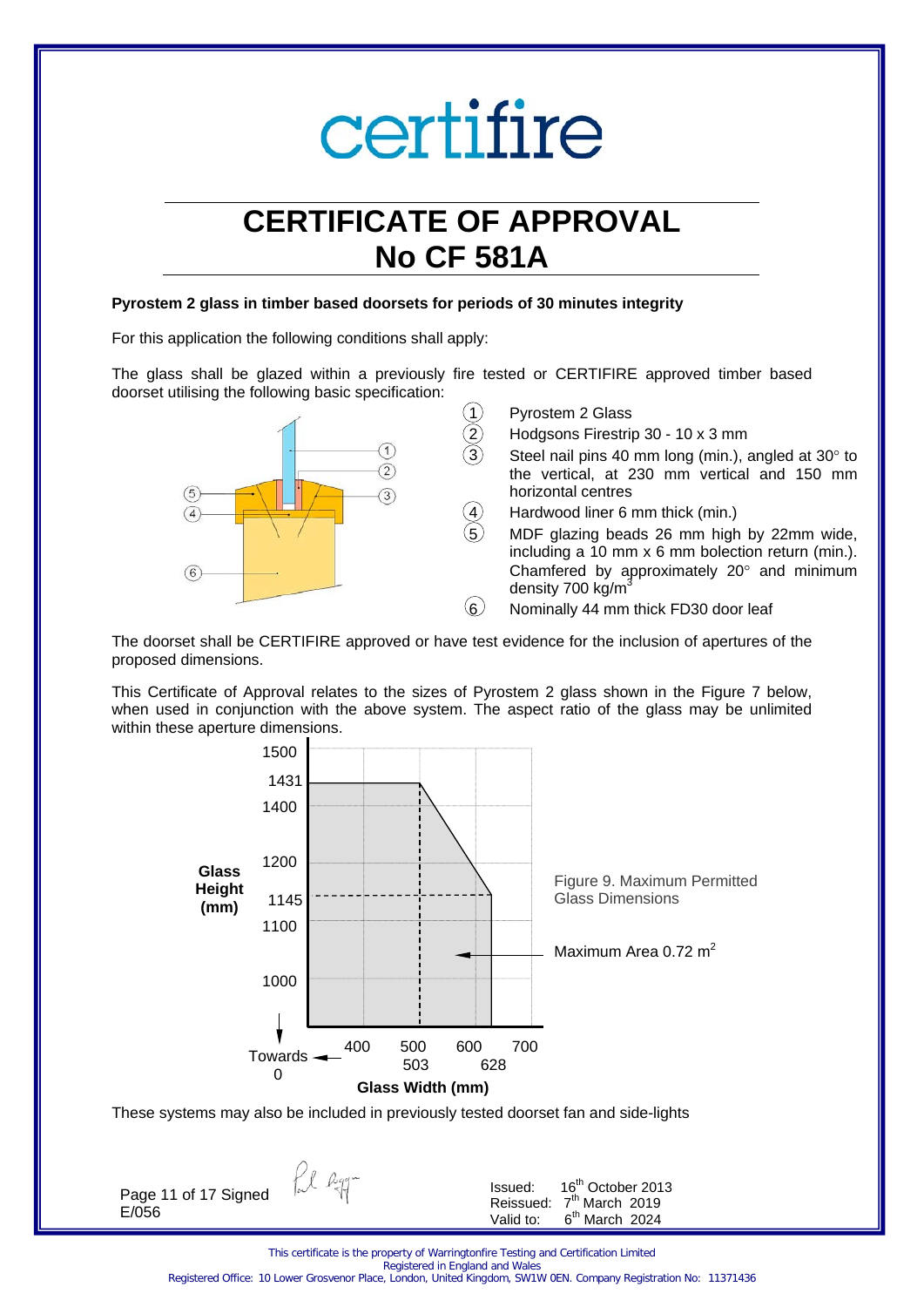certifire

# CERTIFICATE OF APPROVAL
# No CF 581A

**Pyrostem 2 glass in timber based doorsets for periods of 30 minutes integrity**

For this application the following conditions shall apply:

The glass shall be glazed within a previously fire tested or CERTIFIRE approved timber based doorset utilising the following basic specification:

1. Pyrostem 2 Glass
2. Hodgsons Firestrip 30 - 10 x 3 mm
3. Steel nail pins 40 mm long (min.), angled at 30° to the vertical, at 230 mm vertical and 150 mm horizontal centres
4. Hardwood liner 6 mm thick (min.)
5. MDF glazing beads 26 mm high by 22mm wide, including a 10 mm x 6 mm bolection return (min.). Chamfered by approximately 20° and minimum density 700 kg/m$^3$
6. Nominally 44 mm thick FD30 door leaf

The doorset shall be CERTIFIRE approved or have test evidence for the inclusion of apertures of the proposed dimensions.

This Certificate of Approval relates to the sizes of Pyrostem 2 glass shown in the Figure 7 below, when used in conjunction with the above system. The aspect ratio of the glass may be unlimited within these aperture dimensions.

Figure 9. Maximum Permitted Glass Dimensions

Maximum Area 0.72 m$^2$

These systems may also be included in previously tested doorset fan and side-lights

Signed
E/056

Issued: 16th October 2013
Reissued: 7th March 2019
Valid to: 6th March 2024

This certificate is the property of Warringtonfire Testing and Certification Limited
Registered in England and Wales
Registered Office: 10 Lower Grosvenor Place, London, United Kingdom, SW1W 0EN. Company Registration No: 11371436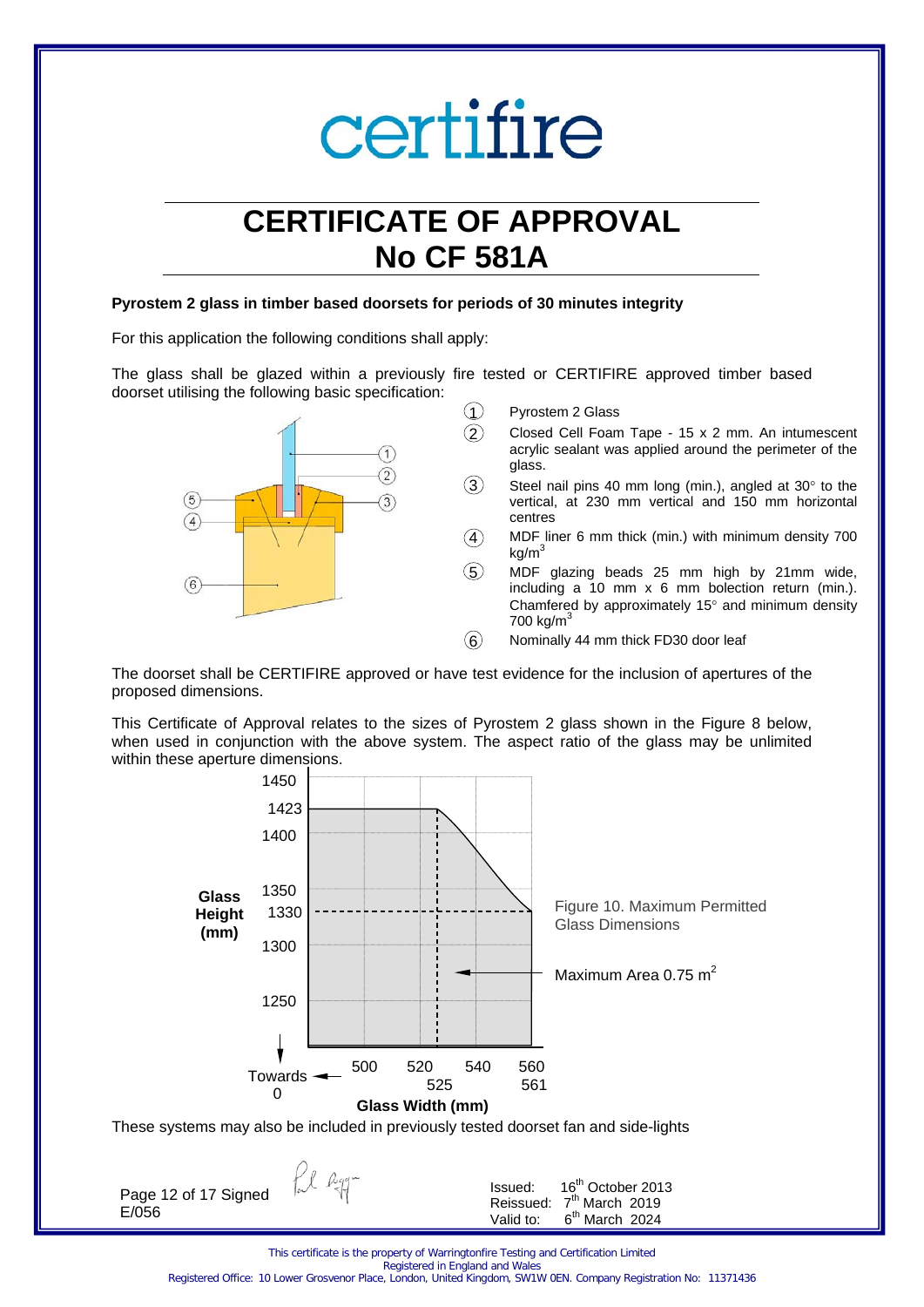certifire

# CERTIFICATE OF APPROVAL
# No CF 581A

**Pyrostem 2 glass in timber based doorsets for periods of 30 minutes integrity**

For this application the following conditions shall apply:

The glass shall be glazed within a previously fire tested or CERTIFIRE approved timber based doorset utilising the following basic specification:

1. Pyrostem 2 Glass
2. Closed Cell Foam Tape - 15 x 2 mm. An intumescent acrylic sealant was applied around the perimeter of the glass.
3. Steel nail pins 40 mm long (min.), angled at 30° to the vertical, at 230 mm vertical and 150 mm horizontal centres
4. MDF liner 6 mm thick (min.) with minimum density 700 $kg/m^3$
5. MDF glazing beads 25 mm high by 21mm wide, including a 10 mm x 6 mm bolection return (min.). Chamfered by approximately 15° and minimum density 700 $kg/m^3$
6. Nominally 44 mm thick FD30 door leaf

The doorset shall be CERTIFIRE approved or have test evidence for the inclusion of apertures of the proposed dimensions.

This Certificate of Approval relates to the sizes of Pyrostem 2 glass shown in the Figure 8 below, when used in conjunction with the above system. The aspect ratio of the glass may be unlimited within these aperture dimensions.

Figure 10. Maximum Permitted Glass Dimensions

Maximum Area 0.75 $m^2$

Glass Height (mm): 1450, 1423, 1400, 1350, 1330, 1300, 1250, Towards 0

Glass Width (mm): Towards 0, 500, 520, 525, 540, 560, 561

These systems may also be included in previously tested doorset fan and side-lights

Signed
E/056

Issued: 16th October 2013
Reissued: 7th March 2019
Valid to: 6th March 2024

This certificate is the property of Warringtonfire Testing and Certification Limited
Registered in England and Wales
Registered Office: 10 Lower Grosvenor Place, London, United Kingdom, SW1W 0EN. Company Registration No: 11371436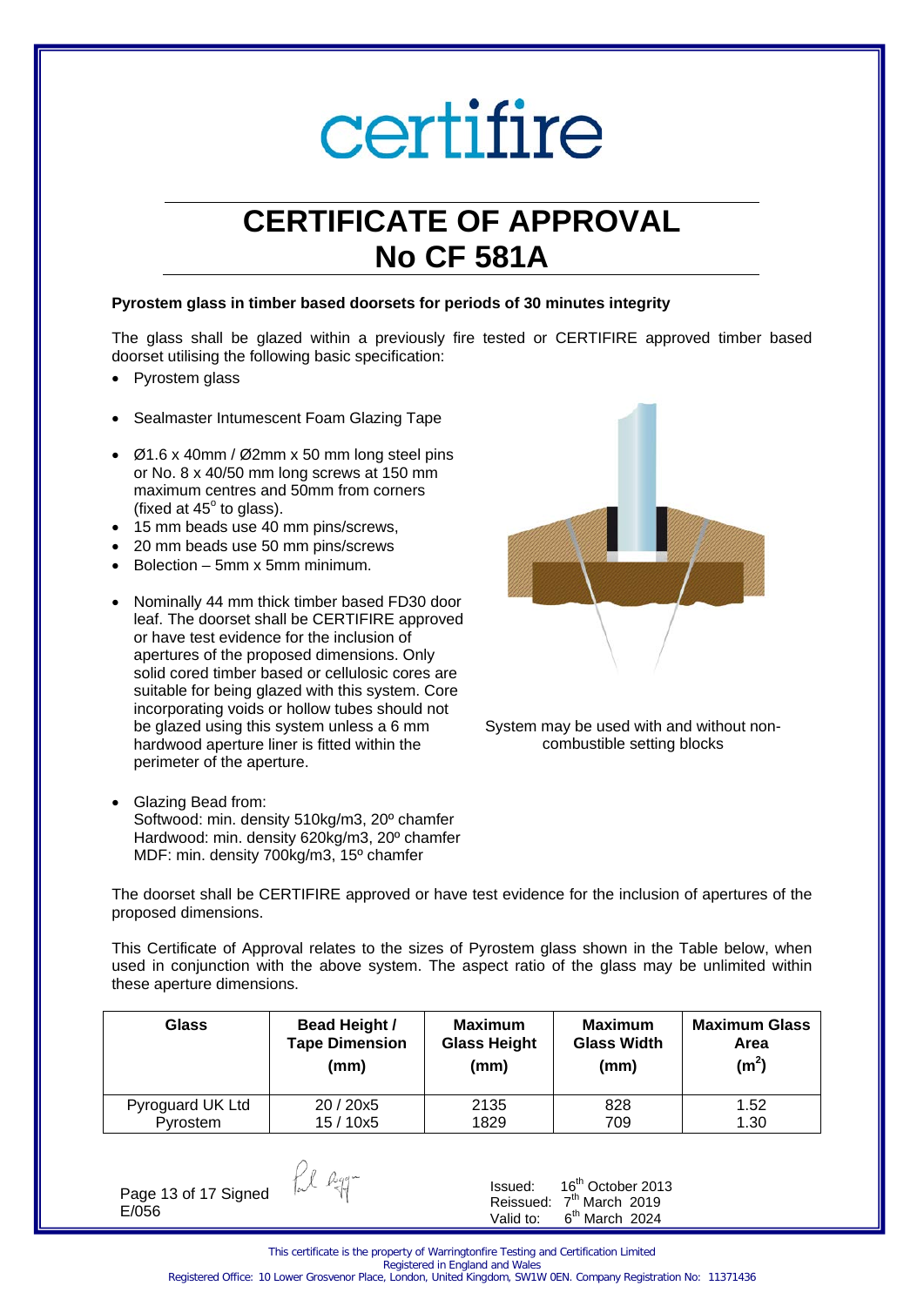# certifire

# CERTIFICATE OF APPROVAL
# No CF 581A

**Pyrostem glass in timber based doorsets for periods of 30 minutes integrity**

The glass shall be glazed within a previously fire tested or CERTIFIRE approved timber based doorset utilising the following basic specification:

- Pyrostem glass
- Sealmaster Intumescent Foam Glazing Tape
- Ø1.6 x 40mm / Ø2mm x 50 mm long steel pins or No. 8 x 40/50 mm long screws at 150 mm maximum centres and 50mm from corners (fixed at 45° to glass).
- 15 mm beads use 40 mm pins/screws,
- 20 mm beads use 50 mm pins/screws
- Bolection – 5mm x 5mm minimum.
- Nominally 44 mm thick timber based FD30 door leaf. The doorset shall be CERTIFIRE approved or have test evidence for the inclusion of apertures of the proposed dimensions. Only solid cored timber based or cellulosic cores are suitable for being glazed with this system. Core incorporating voids or hollow tubes should not be glazed using this system unless a 6 mm hardwood aperture liner is fitted within the perimeter of the aperture.
- Glazing Bead from:
  Softwood: min. density 510kg/m3, 20º chamfer
  Hardwood: min. density 620kg/m3, 20º chamfer
  MDF: min. density 700kg/m3, 15º chamfer

System may be used with and without non-combustible setting blocks

The doorset shall be CERTIFIRE approved or have test evidence for the inclusion of apertures of the proposed dimensions.

This Certificate of Approval relates to the sizes of Pyrostem glass shown in the Table below, when used in conjunction with the above system. The aspect ratio of the glass may be unlimited within these aperture dimensions.

| Glass | Bead Height / Tape Dimension (mm) | Maximum Glass Height (mm) | Maximum Glass Width (mm) | Maximum Glass Area ($m^2$) |
|---|---|---|---|---|
| Pyroguard UK Ltd Pyrostem | 20 / 20x5<br>15 / 10x5 | 2135<br>1829 | 828<br>709 | 1.52<br>1.30 |

Signed
E/056

Issued: 16th October 2013
Reissued: 7th March 2019
Valid to: 6th March 2024

This certificate is the property of Warringtonfire Testing and Certification Limited
Registered in England and Wales
Registered Office: 10 Lower Grosvenor Place, London, United Kingdom, SW1W 0EN. Company Registration No: 11371436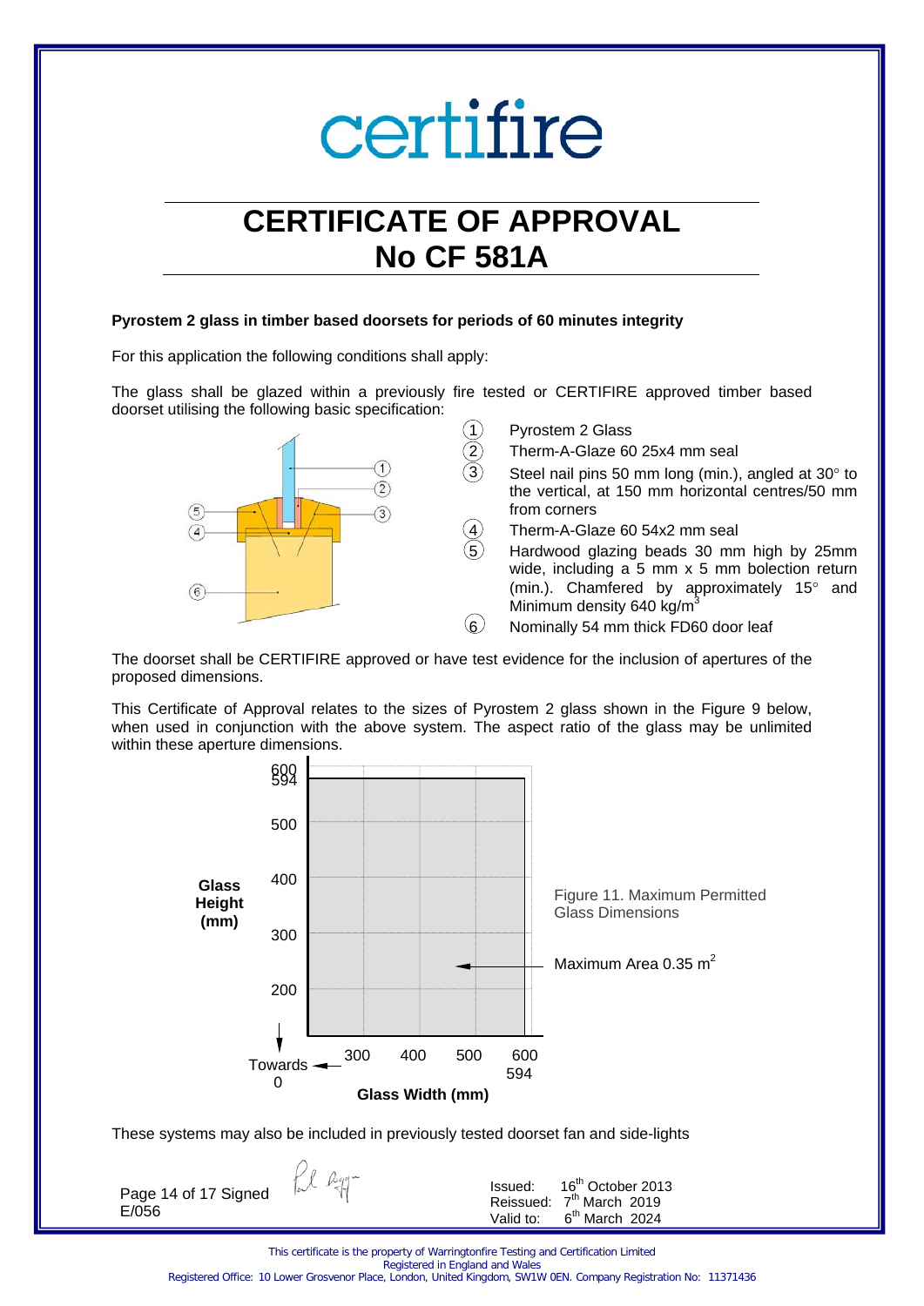certifire

# CERTIFICATE OF APPROVAL
# No CF 581A

**Pyrostem 2 glass in timber based doorsets for periods of 60 minutes integrity**

For this application the following conditions shall apply:

The glass shall be glazed within a previously fire tested or CERTIFIRE approved timber based doorset utilising the following basic specification:

1. Pyrostem 2 Glass
2. Therm-A-Glaze 60 25x4 mm seal
3. Steel nail pins 50 mm long (min.), angled at 30° to the vertical, at 150 mm horizontal centres/50 mm from corners
4. Therm-A-Glaze 60 54x2 mm seal
5. Hardwood glazing beads 30 mm high by 25mm wide, including a 5 mm x 5 mm bolection return (min.). Chamfered by approximately 15° and Minimum density 640 kg/m$^3$
6. Nominally 54 mm thick FD60 door leaf

The doorset shall be CERTIFIRE approved or have test evidence for the inclusion of apertures of the proposed dimensions.

This Certificate of Approval relates to the sizes of Pyrostem 2 glass shown in the Figure 9 below, when used in conjunction with the above system. The aspect ratio of the glass may be unlimited within these aperture dimensions.

Figure 11. Maximum Permitted Glass Dimensions

Maximum Area 0.35 m$^2$

Glass Height (mm): 594 maximum; Glass Width (mm): 594 maximum (both towards 0)

These systems may also be included in previously tested doorset fan and side-lights

Signed E/056

Issued: 16th October 2013
Reissued: 7th March 2019
Valid to: 6th March 2024

This certificate is the property of Warringtonfire Testing and Certification Limited
Registered in England and Wales
Registered Office: 10 Lower Grosvenor Place, London, United Kingdom, SW1W 0EN. Company Registration No: 11371436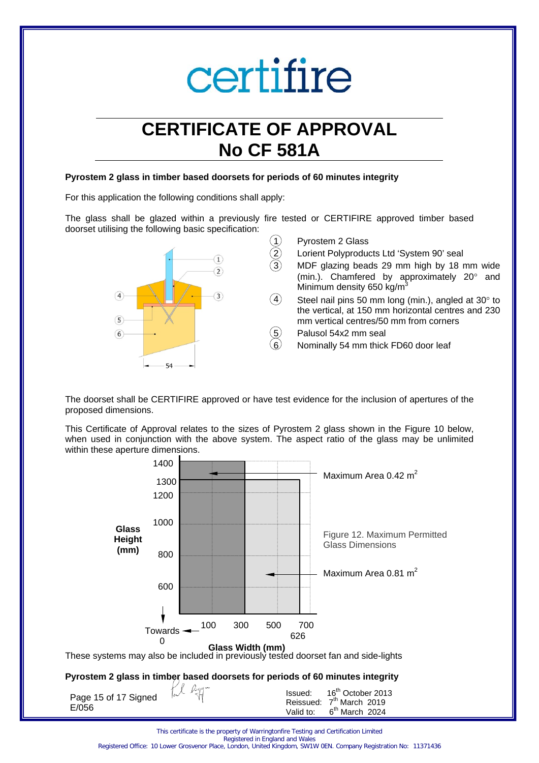# certifire

# CERTIFICATE OF APPROVAL
# No CF 581A

**Pyrostem 2 glass in timber based doorsets for periods of 60 minutes integrity**

For this application the following conditions shall apply:

The glass shall be glazed within a previously fire tested or CERTIFIRE approved timber based doorset utilising the following basic specification:

1. Pyrostem 2 Glass
2. Lorient Polyproducts Ltd 'System 90' seal
3. MDF glazing beads 29 mm high by 18 mm wide (min.). Chamfered by approximately 20° and Minimum density 650 kg/m$^3$
4. Steel nail pins 50 mm long (min.), angled at 30° to the vertical, at 150 mm horizontal centres and 230 mm vertical centres/50 mm from corners
5. Palusol 54x2 mm seal
6. Nominally 54 mm thick FD60 door leaf

The doorset shall be CERTIFIRE approved or have test evidence for the inclusion of apertures of the proposed dimensions.

This Certificate of Approval relates to the sizes of Pyrostem 2 glass shown in the Figure 10 below, when used in conjunction with the above system. The aspect ratio of the glass may be unlimited within these aperture dimensions.

Figure 12. Maximum Permitted Glass Dimensions

- Maximum Area 0.42 m$^2$ (up to 1400 mm glass height)
- Maximum Area 0.81 m$^2$ (up to 1300 mm glass height, 626 mm glass width)

These systems may also be included in previously tested doorset fan and side-lights

**Pyrostem 2 glass in timber based doorsets for periods of 60 minutes integrity**

Signed

E/056

Issued: 16th October 2013
Reissued: 7th March 2019
Valid to: 6th March 2024

This certificate is the property of Warringtonfire Testing and Certification Limited
Registered in England and Wales
Registered Office: 10 Lower Grosvenor Place, London, United Kingdom, SW1W 0EN. Company Registration No: 11371436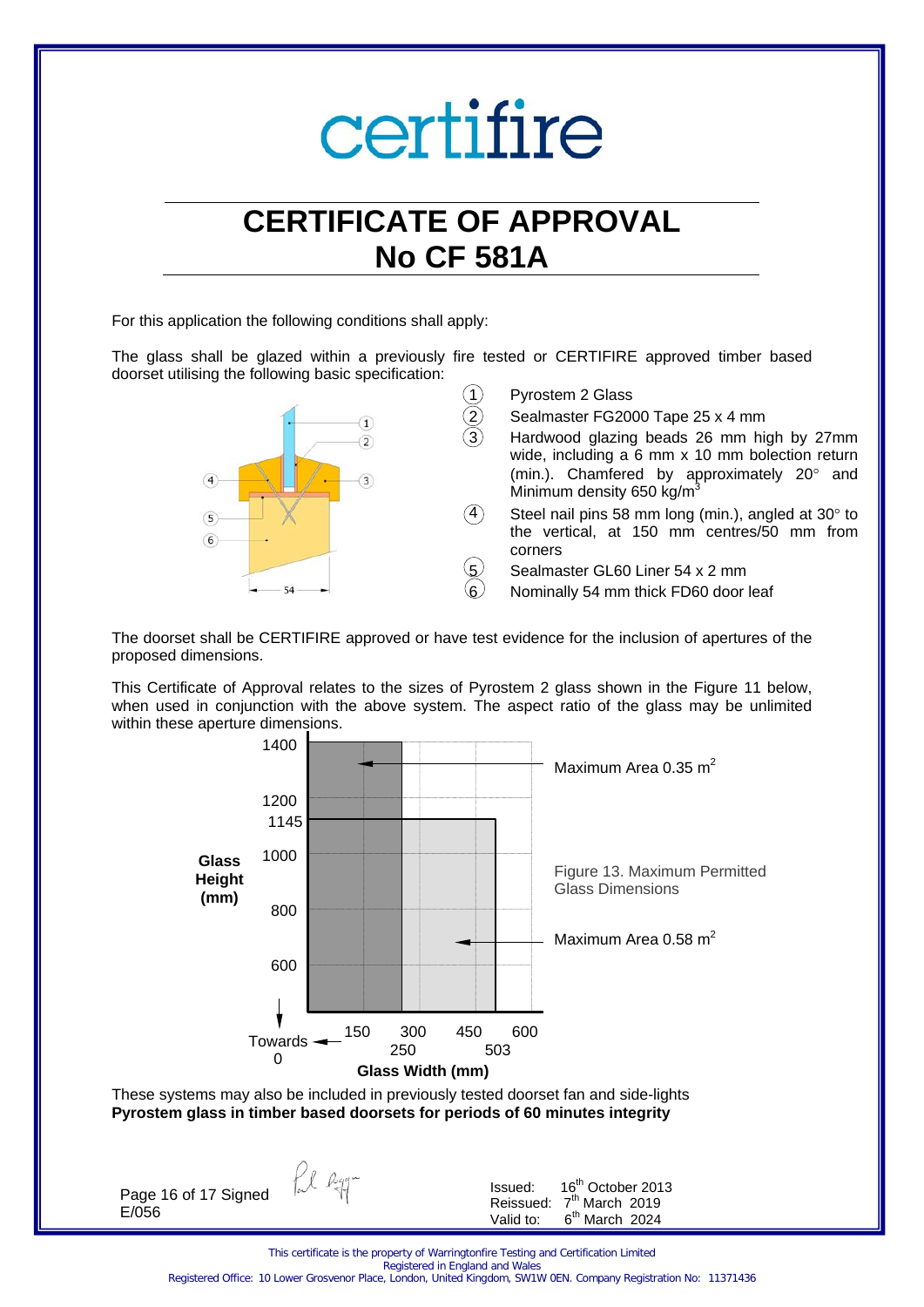certifire

# CERTIFICATE OF APPROVAL
# No CF 581A

For this application the following conditions shall apply:

The glass shall be glazed within a previously fire tested or CERTIFIRE approved timber based doorset utilising the following basic specification:

1. Pyrostem 2 Glass
2. Sealmaster FG2000 Tape 25 x 4 mm
3. Hardwood glazing beads 26 mm high by 27mm wide, including a 6 mm x 10 mm bolection return (min.). Chamfered by approximately 20° and Minimum density 650 kg/m$^3$
4. Steel nail pins 58 mm long (min.), angled at 30° to the vertical, at 150 mm centres/50 mm from corners
5. Sealmaster GL60 Liner 54 x 2 mm
6. Nominally 54 mm thick FD60 door leaf

The doorset shall be CERTIFIRE approved or have test evidence for the inclusion of apertures of the proposed dimensions.

This Certificate of Approval relates to the sizes of Pyrostem 2 glass shown in the Figure 11 below, when used in conjunction with the above system. The aspect ratio of the glass may be unlimited within these aperture dimensions.

Figure 13. Maximum Permitted Glass Dimensions

- Maximum Area 0.35 m$^2$ (Glass Width up to 250 mm, Glass Height up to 1400 mm)
- Maximum Area 0.58 m$^2$ (Glass Width up to 503 mm, Glass Height up to 1145 mm)

These systems may also be included in previously tested doorset fan and side-lights

**Pyrostem glass in timber based doorsets for periods of 60 minutes integrity**

Signed

E/056

Issued: 16th October 2013
Reissued: 7th March 2019
Valid to: 6th March 2024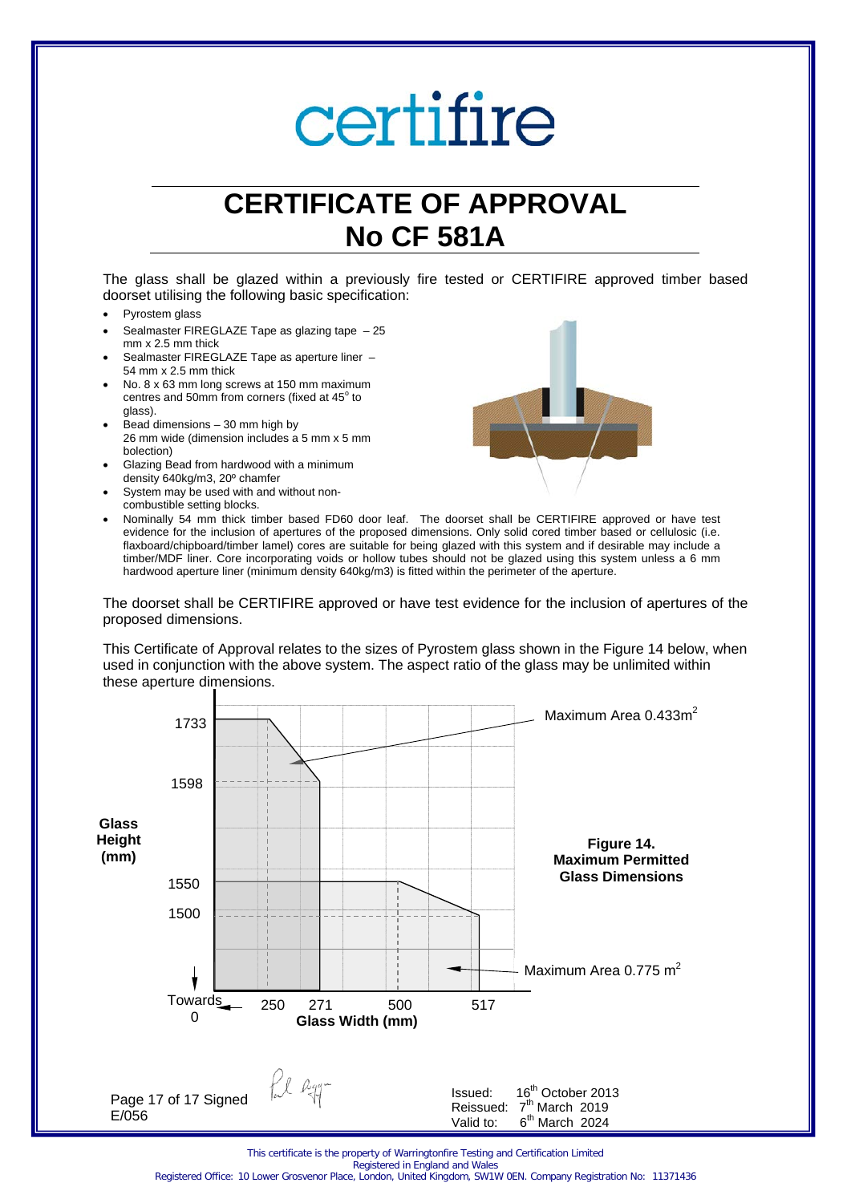certifire

# CERTIFICATE OF APPROVAL
# No CF 581A

The glass shall be glazed within a previously fire tested or CERTIFIRE approved timber based doorset utilising the following basic specification:

- Pyrostem glass
- Sealmaster FIREGLAZE Tape as glazing tape – 25 mm x 2.5 mm thick
- Sealmaster FIREGLAZE Tape as aperture liner – 54 mm x 2.5 mm thick
- No. 8 x 63 mm long screws at 150 mm maximum centres and 50mm from corners (fixed at 45° to glass).
- Bead dimensions – 30 mm high by 26 mm wide (dimension includes a 5 mm x 5 mm bolection)
- Glazing Bead from hardwood with a minimum density 640kg/m3, 20º chamfer
- System may be used with and without non-combustible setting blocks.
- Nominally 54 mm thick timber based FD60 door leaf. The doorset shall be CERTIFIRE approved or have test evidence for the inclusion of apertures of the proposed dimensions. Only solid cored timber based or cellulosic (i.e. flaxboard/chipboard/timber lamel) cores are suitable for being glazed with this system and if desirable may include a timber/MDF liner. Core incorporating voids or hollow tubes should not be glazed using this system unless a 6 mm hardwood aperture liner (minimum density 640kg/m3) is fitted within the perimeter of the aperture.

The doorset shall be CERTIFIRE approved or have test evidence for the inclusion of apertures of the proposed dimensions.

This Certificate of Approval relates to the sizes of Pyrostem glass shown in the Figure 14 below, when used in conjunction with the above system. The aspect ratio of the glass may be unlimited within these aperture dimensions.

Maximum Area 0.433m$^2$

1733
1598
1550
1500

Glass Height (mm)

Towards 0

250 271 500 517

Glass Width (mm)

Maximum Area 0.775 m$^2$

**Figure 14. Maximum Permitted Glass Dimensions**

Signed
E/056

Issued: 16th October 2013
Reissued: 7th March 2019
Valid to: 6th March 2024

This certificate is the property of Warringtonfire Testing and Certification Limited
Registered in England and Wales
Registered Office: 10 Lower Grosvenor Place, London, United Kingdom, SW1W 0EN. Company Registration No: 11371436